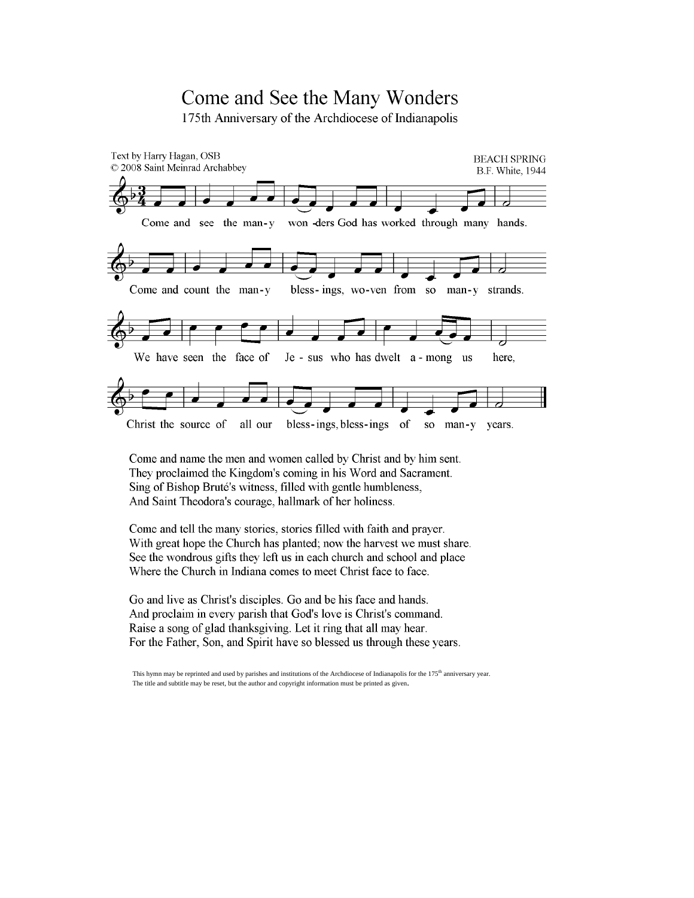# Come and See the Many Wonders

## 175th Anniversary of the Archdiocese of Indianapolis

Text by Harry Hagan, OSB
© 2008 Saint Meinrad Archabbey

BEACH SPRING
B.F. White, 1944

Come and see the man-y won-ders God has worked through many hands.
Come and count the man-y bless-ings, wo-ven from so man-y strands.
We have seen the face of Je-sus who has dwelt a-mong us here,
Christ the source of all our bless-ings, bless-ings of so man-y years.

Come and name the men and women called by Christ and by him sent.
They proclaimed the Kingdom's coming in his Word and Sacrament.
Sing of Bishop Bruté's witness, filled with gentle humbleness,
And Saint Theodora's courage, hallmark of her holiness.

Come and tell the many stories, stories filled with faith and prayer.
With great hope the Church has planted; now the harvest we must share.
See the wondrous gifts they left us in each church and school and place
Where the Church in Indiana comes to meet Christ face to face.

Go and live as Christ's disciples. Go and be his face and hands.
And proclaim in every parish that God's love is Christ's command.
Raise a song of glad thanksgiving. Let it ring that all may hear.
For the Father, Son, and Spirit have so blessed us through these years.

This hymn may be reprinted and used by parishes and institutions of the Archdiocese of Indianapolis for the 175th anniversary year.
The title and subtitle may be reset, but the author and copyright information must be printed as given.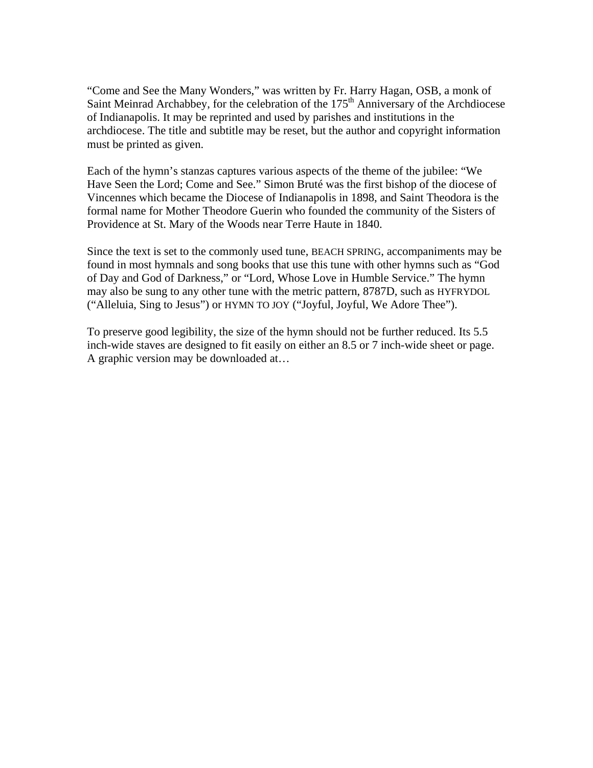"Come and See the Many Wonders," was written by Fr. Harry Hagan, OSB, a monk of Saint Meinrad Archabbey, for the celebration of the 175th Anniversary of the Archdiocese of Indianapolis. It may be reprinted and used by parishes and institutions in the archdiocese. The title and subtitle may be reset, but the author and copyright information must be printed as given.

Each of the hymn's stanzas captures various aspects of the theme of the jubilee: "We Have Seen the Lord; Come and See." Simon Bruté was the first bishop of the diocese of Vincennes which became the Diocese of Indianapolis in 1898, and Saint Theodora is the formal name for Mother Theodore Guerin who founded the community of the Sisters of Providence at St. Mary of the Woods near Terre Haute in 1840.

Since the text is set to the commonly used tune, BEACH SPRING, accompaniments may be found in most hymnals and song books that use this tune with other hymns such as "God of Day and God of Darkness," or "Lord, Whose Love in Humble Service." The hymn may also be sung to any other tune with the metric pattern, 8787D, such as HYFRYDOL ("Alleluia, Sing to Jesus") or HYMN TO JOY ("Joyful, Joyful, We Adore Thee").

To preserve good legibility, the size of the hymn should not be further reduced. Its 5.5 inch-wide staves are designed to fit easily on either an 8.5 or 7 inch-wide sheet or page. A graphic version may be downloaded at…